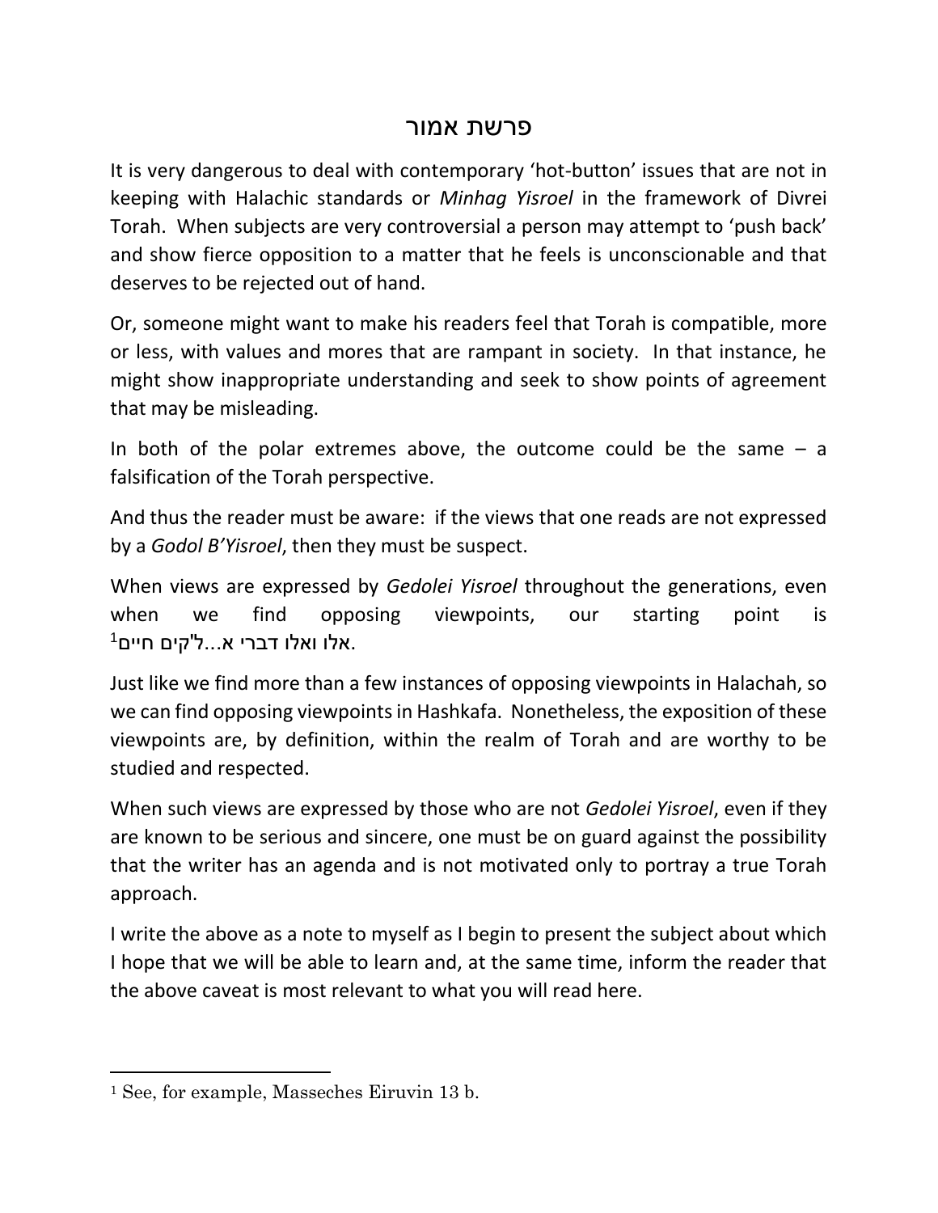# פרשת אמור

It is very dangerous to deal with contemporary 'hot-button' issues that are not in keeping with Halachic standards or *Minhag Yisroel* in the framework of Divrei Torah. When subjects are very controversial a person may attempt to 'push back' and show fierce opposition to a matter that he feels is unconscionable and that deserves to be rejected out of hand.

Or, someone might want to make his readers feel that Torah is compatible, more or less, with values and mores that are rampant in society. In that instance, he might show inappropriate understanding and seek to show points of agreement that may be misleading.

In both of the polar extremes above, the outcome could be the same – a falsification of the Torah perspective.

And thus the reader must be aware: if the views that one reads are not expressed by a *Godol B'Yisroel*, then they must be suspect.

When views are expressed by *Gedolei Yisroel* throughout the generations, even when we find opposing viewpoints, our starting point is אלו ואלו דברי א...ל'קים חיים[1].

Just like we find more than a few instances of opposing viewpoints in Halachah, so we can find opposing viewpoints in Hashkafa. Nonetheless, the exposition of these viewpoints are, by definition, within the realm of Torah and are worthy to be studied and respected.

When such views are expressed by those who are not *Gedolei Yisroel*, even if they are known to be serious and sincere, one must be on guard against the possibility that the writer has an agenda and is not motivated only to portray a true Torah approach.

I write the above as a note to myself as I begin to present the subject about which I hope that we will be able to learn and, at the same time, inform the reader that the above caveat is most relevant to what you will read here.

---

[1] See, for example, Masseches Eiruvin 13 b.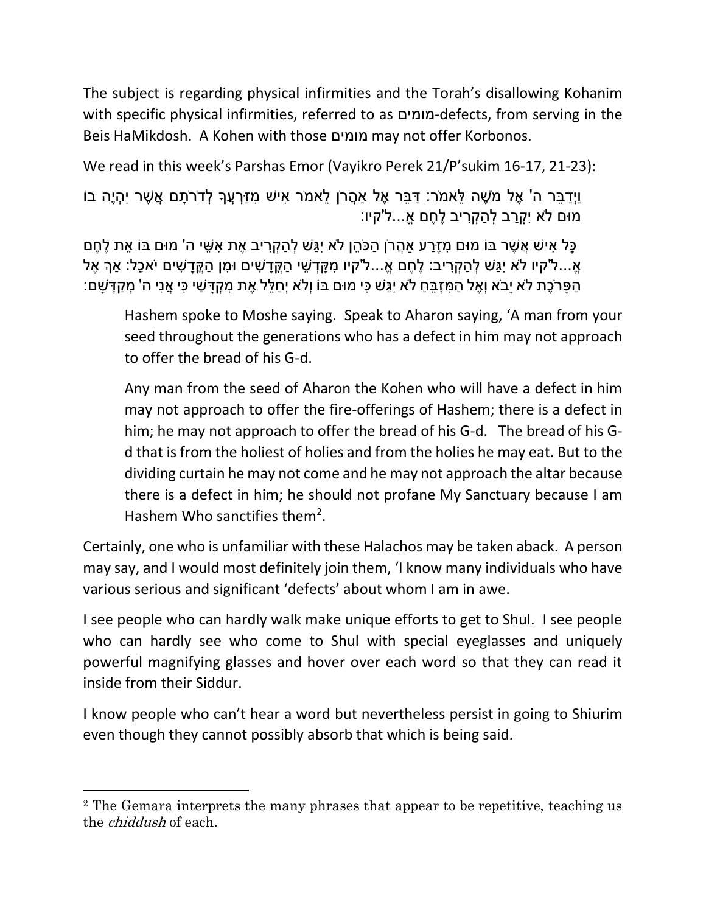The subject is regarding physical infirmities and the Torah's disallowing Kohanim with specific physical infirmities, referred to as מומים-defects, from serving in the Beis HaMikdosh. A Kohen with those מומים may not offer Korbonos.

We read in this week's Parshas Emor (Vayikro Perek 21/P'sukim 16-17, 21-23):

וַיְדַבֵּר ה' אֶל מֹשֶׁה לֵּאמֹר: דַּבֵּר אֶל אַהֲרֹן לֵאמֹר אִישׁ מִזַּרְעֲךָ לְדֹרֹתָם אֲשֶׁר יִהְיֶה בוֹ מוּם לֹא יִקְרַב לְהַקְרִיב לֶחֶם אֱ...ל'קיו:

כָּל אִישׁ אֲשֶׁר בּוֹ מוּם מִזֶּרַע אַהֲרֹן הַכֹּהֵן לֹא יִגַּשׁ לְהַקְרִיב אֶת אִשֵּׁי ה' מוּם בּוֹ אֵת לֶחֶם אֱ...ל'קיו לֹא יִגַּשׁ לְהַקְרִיב: לֶחֶם אֱ...ל'קיו מִקָּדְשֵׁי הַקֳּדָשִׁים וּמִן הַקֳּדָשִׁים יֹאכֵל: אַךְ אֶל הַפָּרֹכֶת לֹא יָבֹא וְאֶל הַמִּזְבֵּחַ לֹא יִגַּשׁ כִּי מוּם בּוֹ וְלֹא יְחַלֵּל אֶת מִקְדָּשַׁי כִּי אֲנִי ה' מְקַדְּשָׁם:

> Hashem spoke to Moshe saying. Speak to Aharon saying, 'A man from your seed throughout the generations who has a defect in him may not approach to offer the bread of his G-d.
>
> Any man from the seed of Aharon the Kohen who will have a defect in him may not approach to offer the fire-offerings of Hashem; there is a defect in him; he may not approach to offer the bread of his G-d. The bread of his G-d that is from the holiest of holies and from the holies he may eat. But to the dividing curtain he may not come and he may not approach the altar because there is a defect in him; he should not profane My Sanctuary because I am Hashem Who sanctifies them[2].

Certainly, one who is unfamiliar with these Halachos may be taken aback. A person may say, and I would most definitely join them, 'I know many individuals who have various serious and significant 'defects' about whom I am in awe.

I see people who can hardly walk make unique efforts to get to Shul. I see people who can hardly see who come to Shul with special eyeglasses and uniquely powerful magnifying glasses and hover over each word so that they can read it inside from their Siddur.

I know people who can't hear a word but nevertheless persist in going to Shiurim even though they cannot possibly absorb that which is being said.

---

[2] The Gemara interprets the many phrases that appear to be repetitive, teaching us the *chiddush* of each.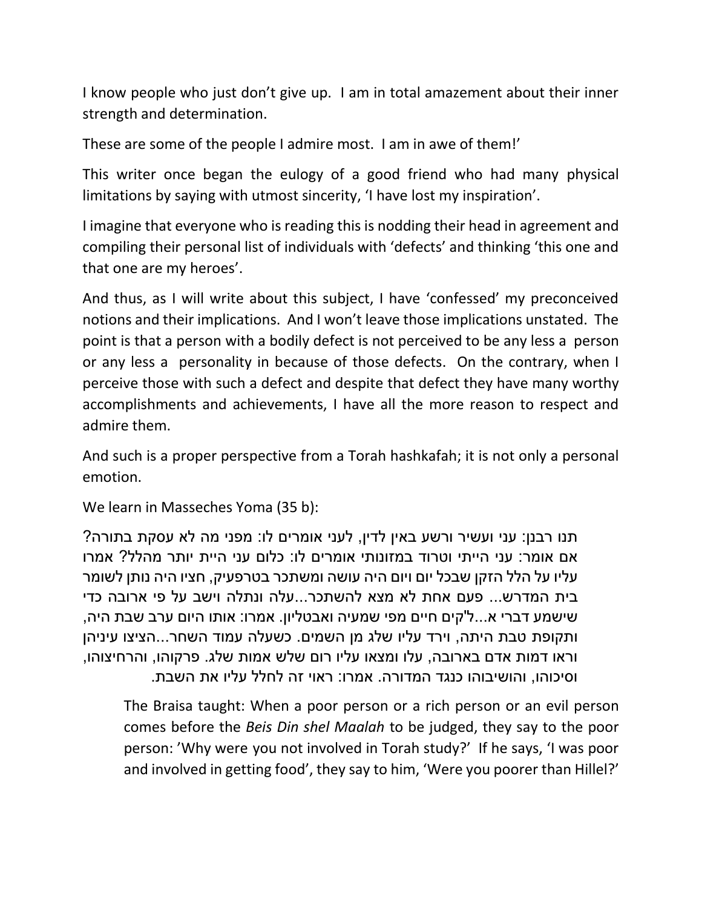I know people who just don't give up. I am in total amazement about their inner strength and determination.

These are some of the people I admire most. I am in awe of them!'

This writer once began the eulogy of a good friend who had many physical limitations by saying with utmost sincerity, 'I have lost my inspiration'.

I imagine that everyone who is reading this is nodding their head in agreement and compiling their personal list of individuals with 'defects' and thinking 'this one and that one are my heroes'.

And thus, as I will write about this subject, I have 'confessed' my preconceived notions and their implications. And I won't leave those implications unstated. The point is that a person with a bodily defect is not perceived to be any less a person or any less a personality in because of those defects. On the contrary, when I perceive those with such a defect and despite that defect they have many worthy accomplishments and achievements, I have all the more reason to respect and admire them.

And such is a proper perspective from a Torah hashkafah; it is not only a personal emotion.

We learn in Masseches Yoma (35 b):

תנו רבנן: עני ועשיר ורשע באין לדין, לעני אומרים לו: מפני מה לא עסקת בתורה? אם אומר: עני הייתי וטרוד במזונותי אומרים לו: כלום עני היית יותר מהלל? אמרו עליו על הלל הזקן שבכל יום ויום היה עושה ומשתכר בטרפעיק, חציו היה נותן לשומר בית המדרש... פעם אחת לא מצא להשתכר...עלה ונתלה וישב על פי ארובה כדי שישמע דברי א...ל'קים חיים מפי שמעיה ואבטליון. אמרו: אותו היום ערב שבת היה, ותקופת טבת היתה, וירד עליו שלג מן השמים. כשעלה עמוד השחר...הציצו עיניהן וראו דמות אדם בארובה, עלו ומצאו עליו רום שלש אמות שלג. פרקוהו, והרחיצוהו, וסיכוהו, והושיבוהו כנגד המדורה. אמרו: ראוי זה לחלל עליו את השבת.

> The Braisa taught: When a poor person or a rich person or an evil person comes before the *Beis Din shel Maalah* to be judged, they say to the poor person: 'Why were you not involved in Torah study?' If he says, 'I was poor and involved in getting food', they say to him, 'Were you poorer than Hillel?'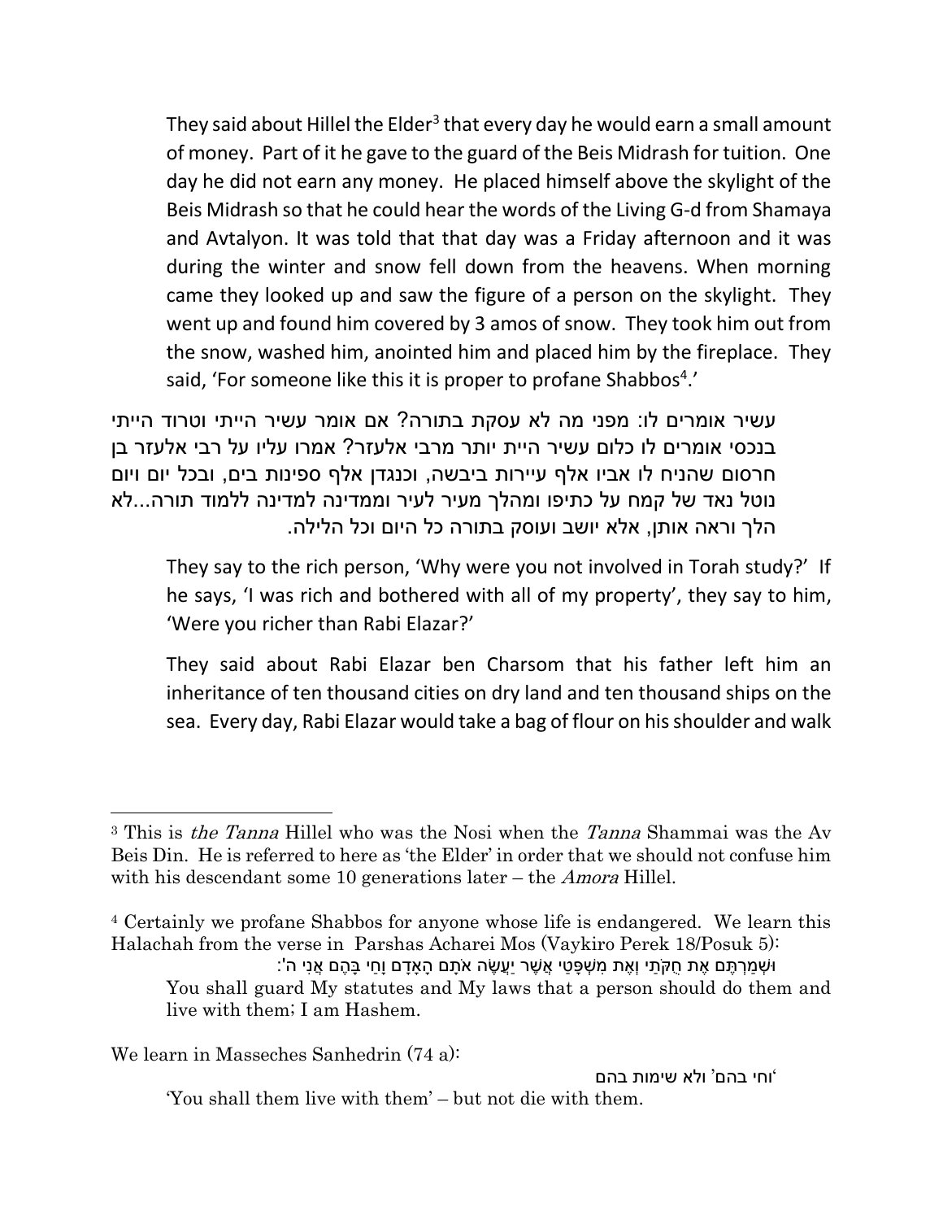They said about Hillel the Elder[3] that every day he would earn a small amount of money. Part of it he gave to the guard of the Beis Midrash for tuition. One day he did not earn any money. He placed himself above the skylight of the Beis Midrash so that he could hear the words of the Living G-d from Shamaya and Avtalyon. It was told that that day was a Friday afternoon and it was during the winter and snow fell down from the heavens. When morning came they looked up and saw the figure of a person on the skylight. They went up and found him covered by 3 amos of snow. They took him out from the snow, washed him, anointed him and placed him by the fireplace. They said, 'For someone like this it is proper to profane Shabbos[4].'

עשיר אומרים לו: מפני מה לא עסקת בתורה? אם אומר עשיר הייתי וטרוד הייתי בנכסי אומרים לו כלום עשיר היית יותר מרבי אלעזר? אמרו עליו על רבי אלעזר בן חרסום שהניח לו אביו אלף עיירות ביבשה, וכנגדן אלף ספינות בים, ובכל יום ויום נוטל נאד של קמח על כתיפו ומהלך מעיר לעיר וממדינה למדינה ללמוד תורה...לא הלך וראה אותן, אלא יושב ועוסק בתורה כל היום וכל הלילה.

They say to the rich person, 'Why were you not involved in Torah study?' If he says, 'I was rich and bothered with all of my property', they say to him, 'Were you richer than Rabi Elazar?'

They said about Rabi Elazar ben Charsom that his father left him an inheritance of ten thousand cities on dry land and ten thousand ships on the sea. Every day, Rabi Elazar would take a bag of flour on his shoulder and walk

---

[3] This is *the Tanna* Hillel who was the Nosi when the *Tanna* Shammai was the Av Beis Din. He is referred to here as 'the Elder' in order that we should not confuse him with his descendant some 10 generations later – the *Amora* Hillel.

[4] Certainly we profane Shabbos for anyone whose life is endangered. We learn this Halachah from the verse in Parshas Acharei Mos (Vaykiro Perek 18/Posuk 5):

וּשְׁמַרְתֶּם אֶת חֻקֹּתַי וְאֶת מִשְׁפָּטַי אֲשֶׁר יַעֲשֶׂה אֹתָם הָאָדָם וָחַי בָּהֶם אֲנִי ה':

You shall guard My statutes and My laws that a person should do them and live with them; I am Hashem.

We learn in Masseches Sanhedrin (74 a):

'וחי בהם' ולא שימות בהם

'You shall them live with them' – but not die with them.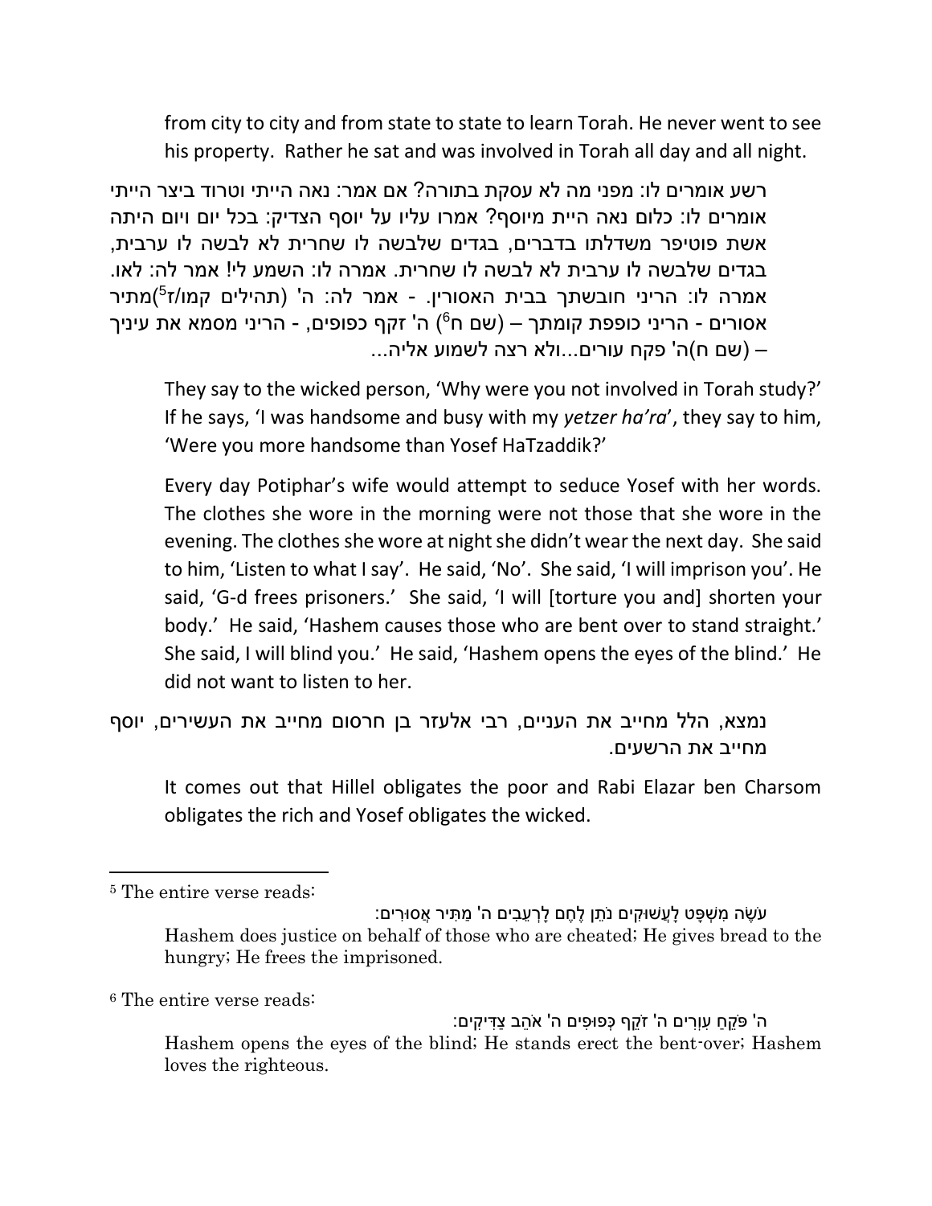from city to city and from state to state to learn Torah. He never went to see his property. Rather he sat and was involved in Torah all day and all night.

רשע אומרים לו: מפני מה לא עסקת בתורה? אם אמר: נאה הייתי וטרוד ביצר הייתי אומרים לו: כלום נאה היית מיוסף? אמרו עליו על יוסף הצדיק: בכל יום ויום היתה אשת פוטיפר משדלתו בדברים, בגדים שלבשה לו שחרית לא לבשה לו ערבית, בגדים שלבשה לו ערבית לא לבשה לו שחרית. אמרה לו: השמע לי! אמר לה: לאו. אמרה לו: הריני חובשתך בבית האסורין. - אמר לה: ה' (תהילים קמו/ז[5])מתיר אסורים - הריני כופפת קומתך – (שם ח[6]) ה' זקף כפופים, - הריני מסמא את עיניך – (שם ח)ה' פקח עורים...ולא רצה לשמוע אליה...

They say to the wicked person, 'Why were you not involved in Torah study?' If he says, 'I was handsome and busy with my *yetzer ha'ra*', they say to him, 'Were you more handsome than Yosef HaTzaddik?'

Every day Potiphar's wife would attempt to seduce Yosef with her words. The clothes she wore in the morning were not those that she wore in the evening. The clothes she wore at night she didn't wear the next day. She said to him, 'Listen to what I say'. He said, 'No'. She said, 'I will imprison you'. He said, 'G-d frees prisoners.' She said, 'I will [torture you and] shorten your body.' He said, 'Hashem causes those who are bent over to stand straight.' She said, I will blind you.' He said, 'Hashem opens the eyes of the blind.' He did not want to listen to her.

נמצא, הלל מחייב את העניים, רבי אלעזר בן חרסום מחייב את העשירים, יוסף מחייב את הרשעים.

It comes out that Hillel obligates the poor and Rabi Elazar ben Charsom obligates the rich and Yosef obligates the wicked.

---

[5] The entire verse reads:

עֹשֶׂה מִשְׁפָּט לָעֲשׁוּקִים נֹתֵן לֶחֶם לָרְעֵבִים ה' מַתִּיר אֲסוּרִים:

Hashem does justice on behalf of those who are cheated; He gives bread to the hungry; He frees the imprisoned.

[6] The entire verse reads:

ה' פֹּקֵחַ עִוְרִים ה' זֹקֵף כְּפוּפִים ה' אֹהֵב צַדִּיקִים:

Hashem opens the eyes of the blind; He stands erect the bent-over; Hashem loves the righteous.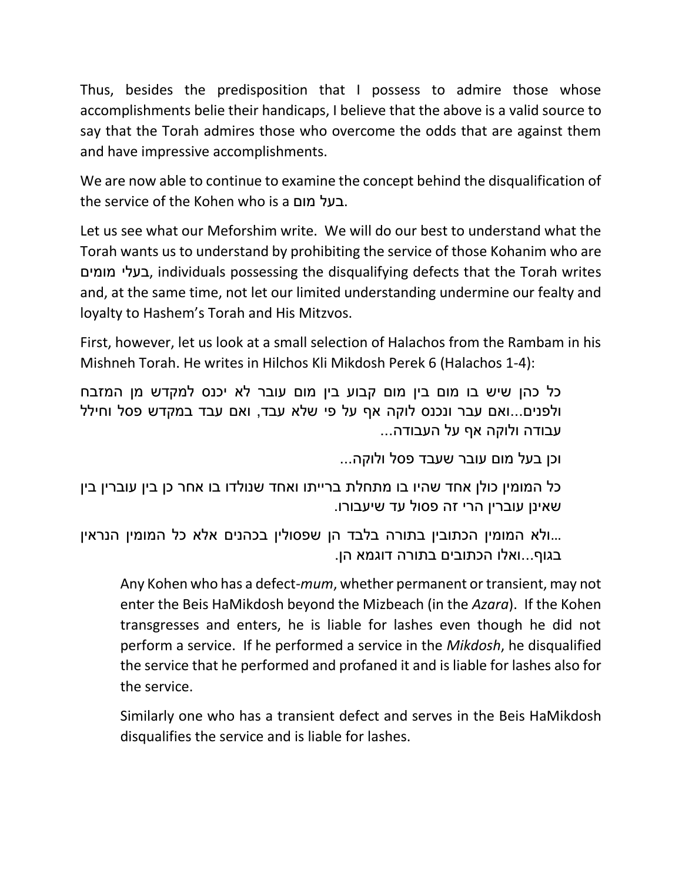Thus, besides the predisposition that I possess to admire those whose accomplishments belie their handicaps, I believe that the above is a valid source to say that the Torah admires those who overcome the odds that are against them and have impressive accomplishments.

We are now able to continue to examine the concept behind the disqualification of the service of the Kohen who is a בעל מום.

Let us see what our Meforshim write. We will do our best to understand what the Torah wants us to understand by prohibiting the service of those Kohanim who are בעלי מומים, individuals possessing the disqualifying defects that the Torah writes and, at the same time, not let our limited understanding undermine our fealty and loyalty to Hashem's Torah and His Mitzvos.

First, however, let us look at a small selection of Halachos from the Rambam in his Mishneh Torah. He writes in Hilchos Kli Mikdosh Perek 6 (Halachos 1-4):

> כל כהן שיש בו מום בין מום קבוע בין מום עובר לא יכנס למקדש מן המזבח ולפנים...ואם עבר ונכנס לוקה אף על פי שלא עבד, ואם עבד במקדש פסל וחילל עבודה ולוקה אף על העבודה...
>
> וכן בעל מום עובר שעבד פסל ולוקה...
>
> כל המומין כולן אחד שהיו בו מתחלת ברייתו ואחד שנולדו בו אחר כן בין עוברין בין שאינן עוברין הרי זה פסול עד שיעבורו.
>
> ...ולא המומין הכתובין בתורה בלבד הן שפסולין בכהנים אלא כל המומין הנראין בגוף...ואלו הכתובים בתורה דוגמא הן.

> Any Kohen who has a defect-*mum*, whether permanent or transient, may not enter the Beis HaMikdosh beyond the Mizbeach (in the *Azara*). If the Kohen transgresses and enters, he is liable for lashes even though he did not perform a service. If he performed a service in the *Mikdosh*, he disqualified the service that he performed and profaned it and is liable for lashes also for the service.
>
> Similarly one who has a transient defect and serves in the Beis HaMikdosh disqualifies the service and is liable for lashes.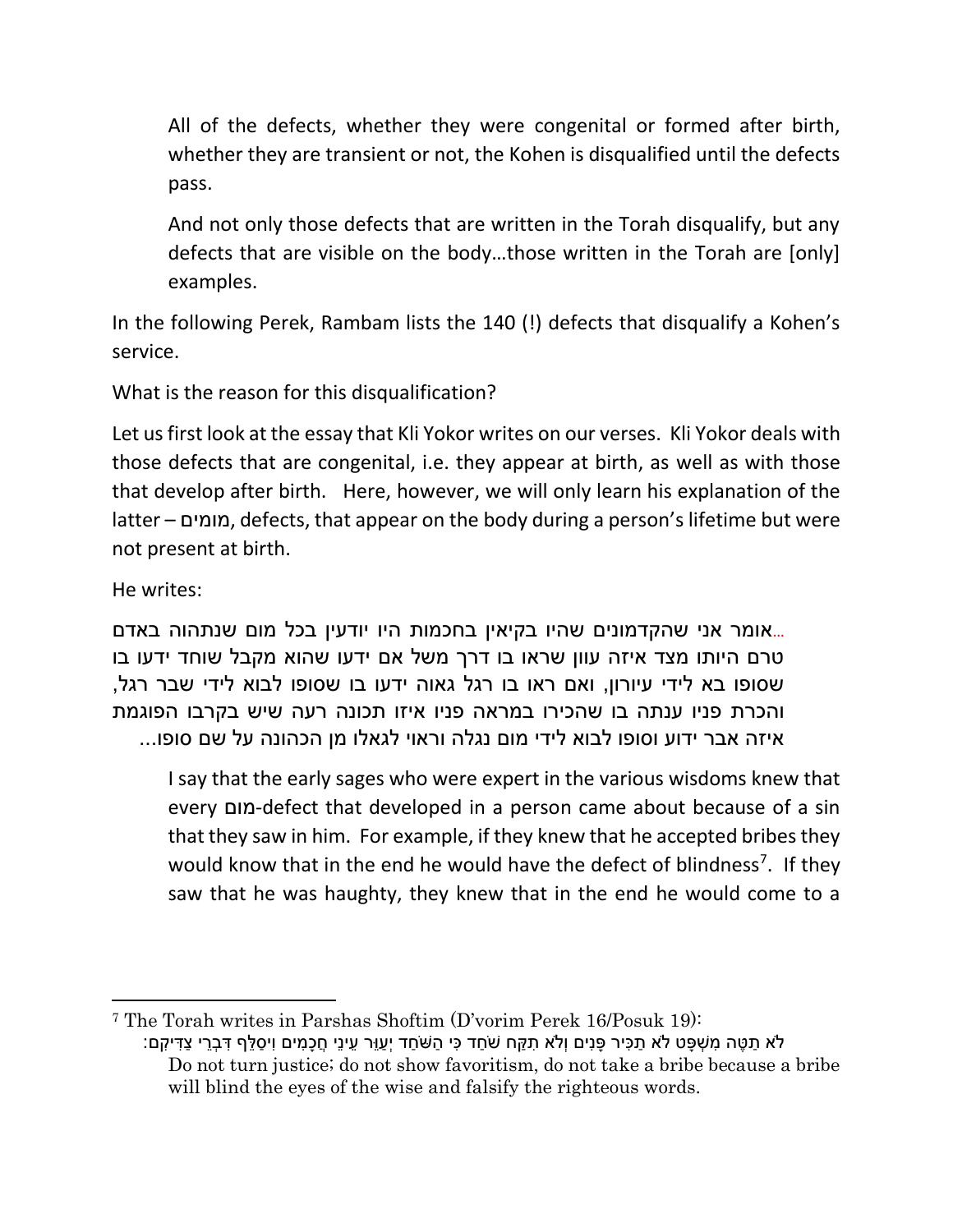> All of the defects, whether they were congenital or formed after birth, whether they are transient or not, the Kohen is disqualified until the defects pass.
>
> And not only those defects that are written in the Torah disqualify, but any defects that are visible on the body…those written in the Torah are [only] examples.

In the following Perek, Rambam lists the 140 (!) defects that disqualify a Kohen's service.

What is the reason for this disqualification?

Let us first look at the essay that Kli Yokor writes on our verses. Kli Yokor deals with those defects that are congenital, i.e. they appear at birth, as well as with those that develop after birth. Here, however, we will only learn his explanation of the latter – מומים, defects, that appear on the body during a person's lifetime but were not present at birth.

He writes:

> …אומר אני שהקדמונים שהיו בקיאין בחכמות היו יודעין בכל מום שנתהוה באדם טרם היותו מצד איזה עוון שראו בו דרך משל אם ידעו שהוא מקבל שוחד ידעו בו שסופו בא לידי עיורון, ואם ראו בו רגל גאוה ידעו בו שסופו לבוא לידי שבר רגל, והכרת פניו ענתה בו שהכירו במראה פניו איזו תכונה רעה שיש בקרבו הפוגמת איזה אבר ידוע וסופו לבוא לידי מום נגלה וראוי לגאלו מן הכהונה על שם סופו…
>
> I say that the early sages who were expert in the various wisdoms knew that every מום-defect that developed in a person came about because of a sin that they saw in him. For example, if they knew that he accepted bribes they would know that in the end he would have the defect of blindness[7]. If they saw that he was haughty, they knew that in the end he would come to a

---

[7] The Torah writes in Parshas Shoftim (D'vorim Perek 16/Posuk 19):
לֹא תַטֶּה מִשְׁפָּט לֹא תַכִּיר פָּנִים וְלֹא תִקַּח שֹׁחַד כִּי הַשֹּׁחַד יְעַוֵּר עֵינֵי חֲכָמִים וִיסַלֵּף דִּבְרֵי צַדִּיקִם:
Do not turn justice; do not show favoritism, do not take a bribe because a bribe will blind the eyes of the wise and falsify the righteous words.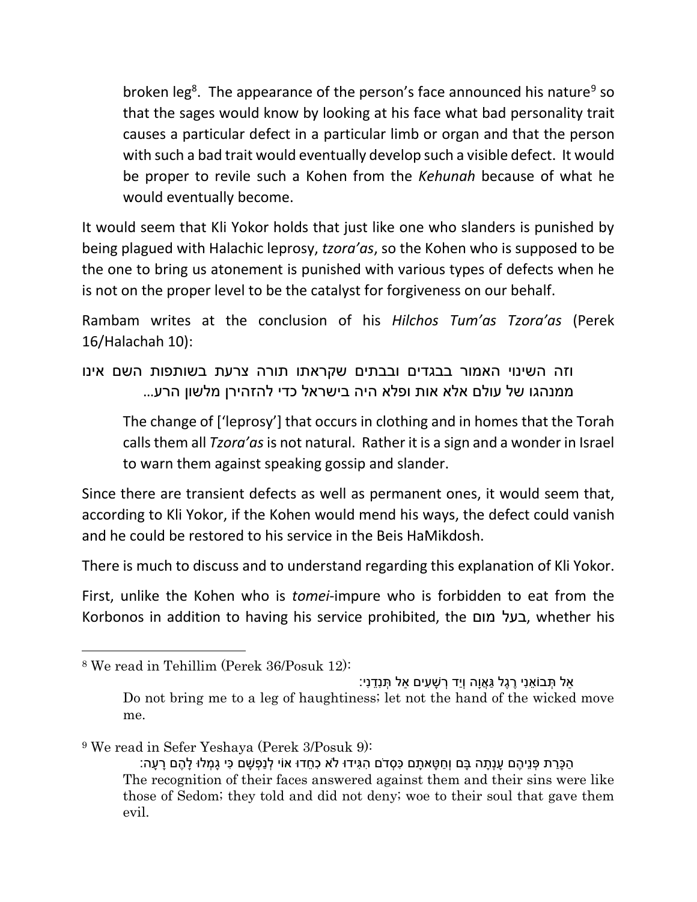> broken leg[8]. The appearance of the person's face announced his nature[9] so that the sages would know by looking at his face what bad personality trait causes a particular defect in a particular limb or organ and that the person with such a bad trait would eventually develop such a visible defect. It would be proper to revile such a Kohen from the *Kehunah* because of what he would eventually become.

It would seem that Kli Yokor holds that just like one who slanders is punished by being plagued with Halachic leprosy, *tzora'as*, so the Kohen who is supposed to be the one to bring us atonement is punished with various types of defects when he is not on the proper level to be the catalyst for forgiveness on our behalf.

Rambam writes at the conclusion of his *Hilchos Tum'as Tzora'as* (Perek 16/Halachah 10):

> וזה השינוי האמור בבגדים ובבתים שקראתו תורה צרעת בשותפות השם אינו ממנהגו של עולם אלא אות ופלא היה בישראל כדי להזהירן מלשון הרע...
>
> The change of ['leprosy'] that occurs in clothing and in homes that the Torah calls them all *Tzora'as* is not natural. Rather it is a sign and a wonder in Israel to warn them against speaking gossip and slander.

Since there are transient defects as well as permanent ones, it would seem that, according to Kli Yokor, if the Kohen would mend his ways, the defect could vanish and he could be restored to his service in the Beis HaMikdosh.

There is much to discuss and to understand regarding this explanation of Kli Yokor.

First, unlike the Kohen who is *tomei*-impure who is forbidden to eat from the Korbonos in addition to having his service prohibited, the בעל מום, whether his

---

[8] We read in Tehillim (Perek 36/Posuk 12):

> אַל תְּבוֹאֵנִי רֶגֶל גַּאֲוָה וְיַד רְשָׁעִים אַל תְּנִדֵנִי:
>
> Do not bring me to a leg of haughtiness; let not the hand of the wicked move me.

[9] We read in Sefer Yeshaya (Perek 3/Posuk 9):

> הַכָּרַת פְּנֵיהֶם עָנְתָה בָּם וְחַטָּאתָם כִּסְדֹם הִגִּידוּ לֹא כִחֵדוּ אוֹי לְנַפְשָׁם כִּי גָמְלוּ לָהֶם רָעָה:
>
> The recognition of their faces answered against them and their sins were like those of Sedom; they told and did not deny; woe to their soul that gave them evil.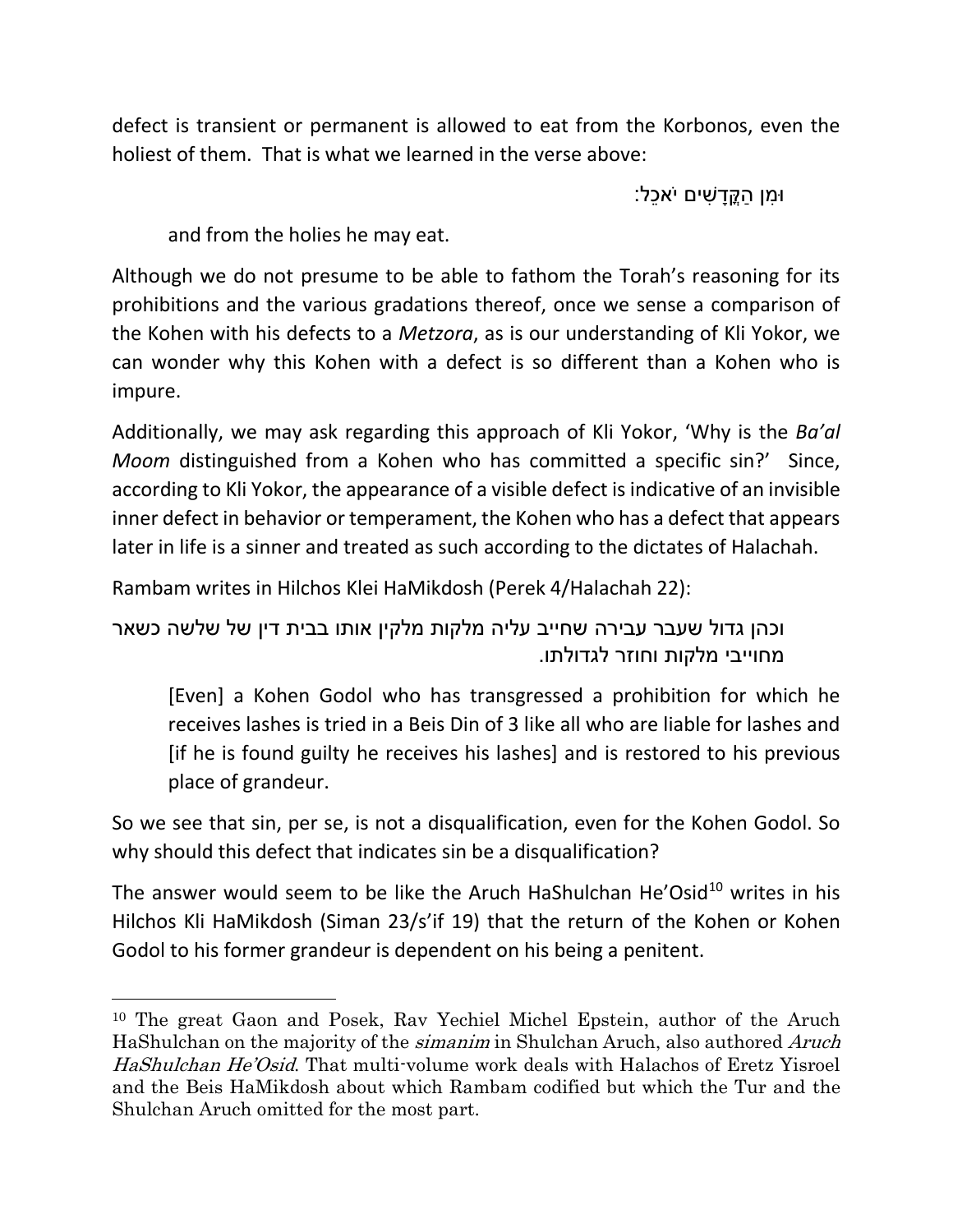defect is transient or permanent is allowed to eat from the Korbonos, even the holiest of them. That is what we learned in the verse above:

וּמִן הַקֳּדָשִׁים יֹאכֵל:

> and from the holies he may eat.

Although we do not presume to be able to fathom the Torah's reasoning for its prohibitions and the various gradations thereof, once we sense a comparison of the Kohen with his defects to a *Metzora*, as is our understanding of Kli Yokor, we can wonder why this Kohen with a defect is so different than a Kohen who is impure.

Additionally, we may ask regarding this approach of Kli Yokor, 'Why is the *Ba'al Moom* distinguished from a Kohen who has committed a specific sin?' Since, according to Kli Yokor, the appearance of a visible defect is indicative of an invisible inner defect in behavior or temperament, the Kohen who has a defect that appears later in life is a sinner and treated as such according to the dictates of Halachah.

Rambam writes in Hilchos Klei HaMikdosh (Perek 4/Halachah 22):

> וכהן גדול שעבר עבירה שחייב עליה מלקות מלקין אותו בבית דין של שלשה כשאר מחוייבי מלקות וחוזר לגדולתו.
>
> [Even] a Kohen Godol who has transgressed a prohibition for which he receives lashes is tried in a Beis Din of 3 like all who are liable for lashes and [if he is found guilty he receives his lashes] and is restored to his previous place of grandeur.

So we see that sin, per se, is not a disqualification, even for the Kohen Godol. So why should this defect that indicates sin be a disqualification?

The answer would seem to be like the Aruch HaShulchan He'Osid[10] writes in his Hilchos Kli HaMikdosh (Siman 23/s'if 19) that the return of the Kohen or Kohen Godol to his former grandeur is dependent on his being a penitent.

---

[10] The great Gaon and Posek, Rav Yechiel Michel Epstein, author of the Aruch HaShulchan on the majority of the *simanim* in Shulchan Aruch, also authored *Aruch HaShulchan He'Osid*. That multi-volume work deals with Halachos of Eretz Yisroel and the Beis HaMikdosh about which Rambam codified but which the Tur and the Shulchan Aruch omitted for the most part.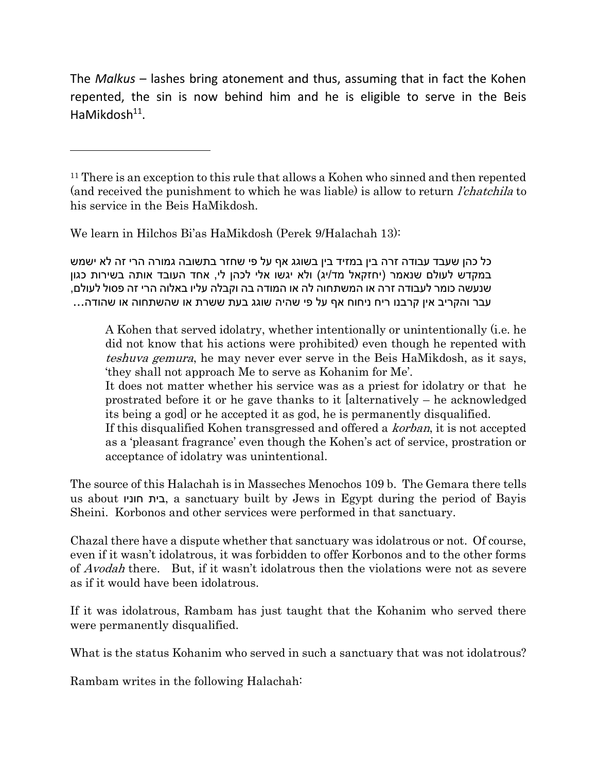The *Malkus* – lashes bring atonement and thus, assuming that in fact the Kohen repented, the sin is now behind him and he is eligible to serve in the Beis HaMikdosh[11].

---

[11] There is an exception to this rule that allows a Kohen who sinned and then repented (and received the punishment to which he was liable) is allow to return *l'chatchila* to his service in the Beis HaMikdosh.

We learn in Hilchos Bi'as HaMikdosh (Perek 9/Halachah 13):

כל כהן שעבד עבודה זרה בין במזיד בין בשוגג אף על פי שחזר בתשובה גמורה הרי זה לא ישמש במקדש לעולם שנאמר (יחזקאל מד/יג) ולא יגשו אלי לכהן לי, אחד העובד אותה בשירות כגון שנעשה כומר לעבודה זרה או המשתחוה לה או המודה בה וקבלה עליו באלוה הרי זה פסול לעולם, עבר והקריב אין קרבנו ריח ניחוח אף על פי שהיה שוגג בעת ששרת או שהשתחוה או שהודה...

> A Kohen that served idolatry, whether intentionally or unintentionally (i.e. he did not know that his actions were prohibited) even though he repented with *teshuva gemura*, he may never ever serve in the Beis HaMikdosh, as it says, 'they shall not approach Me to serve as Kohanim for Me'.
>
> It does not matter whether his service was as a priest for idolatry or that he prostrated before it or he gave thanks to it [alternatively – he acknowledged its being a god] or he accepted it as god, he is permanently disqualified.
>
> If this disqualified Kohen transgressed and offered a *korban*, it is not accepted as a 'pleasant fragrance' even though the Kohen's act of service, prostration or acceptance of idolatry was unintentional.

The source of this Halachah is in Masseches Menochos 109 b. The Gemara there tells us about בית חוניו, a sanctuary built by Jews in Egypt during the period of Bayis Sheini. Korbonos and other services were performed in that sanctuary.

Chazal there have a dispute whether that sanctuary was idolatrous or not. Of course, even if it wasn't idolatrous, it was forbidden to offer Korbonos and to the other forms of *Avodah* there. But, if it wasn't idolatrous then the violations were not as severe as if it would have been idolatrous.

If it was idolatrous, Rambam has just taught that the Kohanim who served there were permanently disqualified.

What is the status Kohanim who served in such a sanctuary that was not idolatrous?

Rambam writes in the following Halachah: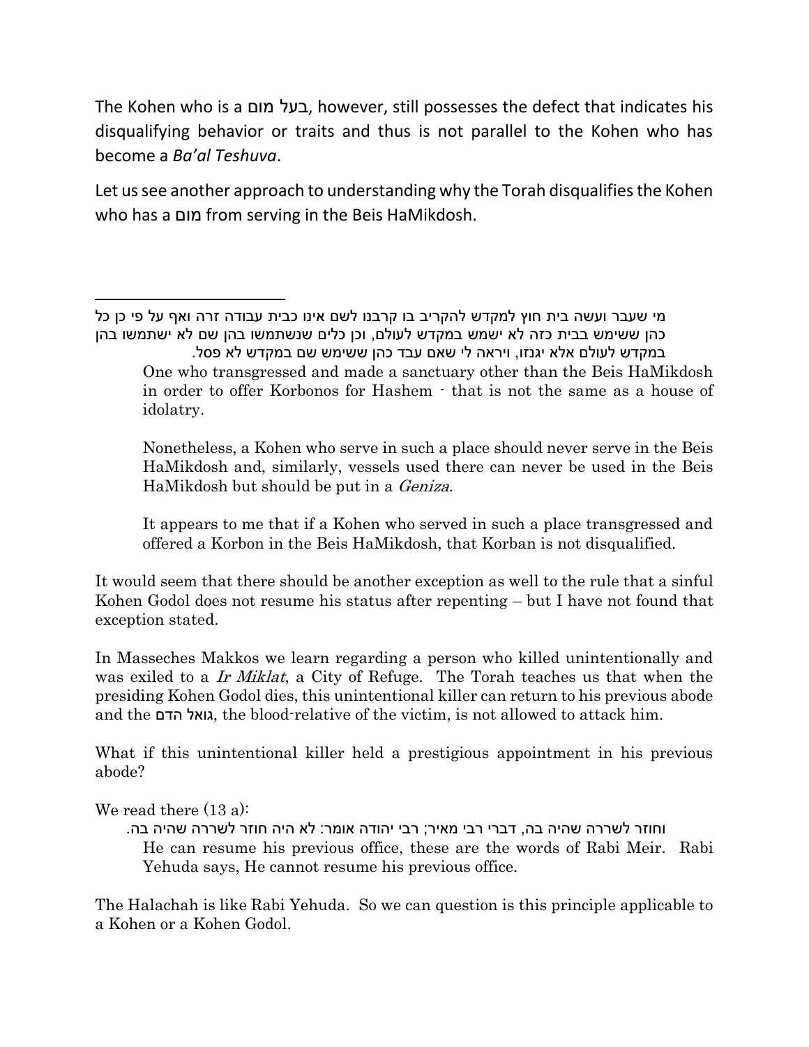The Kohen who is a בעל מום, however, still possesses the defect that indicates his disqualifying behavior or traits and thus is not parallel to the Kohen who has become a *Ba'al Teshuva*.

Let us see another approach to understanding why the Torah disqualifies the Kohen who has a מום from serving in the Beis HaMikdosh.

---

מי שעבר ועשה בית חוץ למקדש להקריב בו קרבנו לשם אינו כבית עבודה זרה ואף על פי כן כל כהן ששימש בבית כזה לא ישמש במקדש לעולם, וכן כלים שנשתמשו בהן שם לא ישתמשו בהן במקדש לעולם אלא יגנזו, ויראה לי שאם עבד כהן ששימש שם במקדש לא פסל.

> One who transgressed and made a sanctuary other than the Beis HaMikdosh in order to offer Korbonos for Hashem - that is not the same as a house of idolatry.
>
> Nonetheless, a Kohen who serve in such a place should never serve in the Beis HaMikdosh and, similarly, vessels used there can never be used in the Beis HaMikdosh but should be put in a *Geniza*.
>
> It appears to me that if a Kohen who served in such a place transgressed and offered a Korbon in the Beis HaMikdosh, that Korban is not disqualified.

It would seem that there should be another exception as well to the rule that a sinful Kohen Godol does not resume his status after repenting – but I have not found that exception stated.

In Masseches Makkos we learn regarding a person who killed unintentionally and was exiled to a *Ir Miklat*, a City of Refuge. The Torah teaches us that when the presiding Kohen Godol dies, this unintentional killer can return to his previous abode and the גואל הדם, the blood-relative of the victim, is not allowed to attack him.

What if this unintentional killer held a prestigious appointment in his previous abode?

We read there (13 a):

> וחוזר לשררה שהיה בה, דברי רבי מאיר; רבי יהודה אומר: לא היה חוזר לשררה שהיה בה.
>
> He can resume his previous office, these are the words of Rabi Meir. Rabi Yehuda says, He cannot resume his previous office.

The Halachah is like Rabi Yehuda. So we can question is this principle applicable to a Kohen or a Kohen Godol.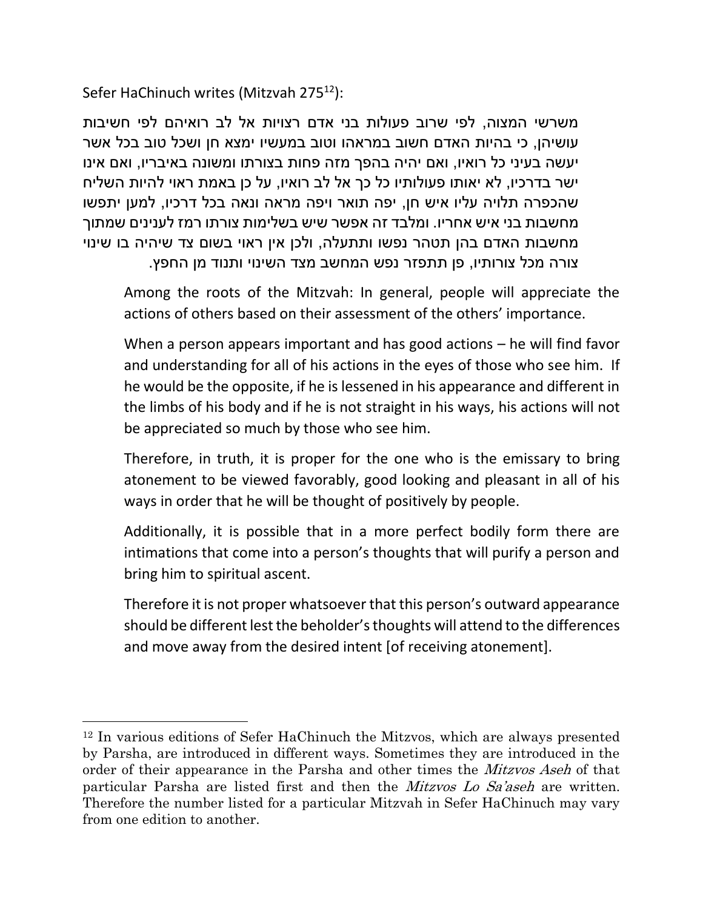Sefer HaChinuch writes (Mitzvah 275[12]):

משרשי המצוה, לפי שרוב פעולות בני אדם רצויות אל לב רואיהם לפי חשיבות עושיהן, כי בהיות האדם חשוב במראהו וטוב במעשיו ימצא חן ושכל טוב בכל אשר יעשה בעיני כל רואיו, ואם יהיה בהפך מזה פחות בצורתו ומשונה באיבריו, ואם אינו ישר בדרכיו, לא יאותו פעולותיו כל כך אל לב רואיו, על כן באמת ראוי להיות השליח שהכפרה תלויה עליו איש חן, יפה תואר ויפה מראה ונאה בכל דרכיו, למען יתפשו מחשבות בני איש אחריו. ומלבד זה אפשר שיש בשלימות צורתו רמז לענינים שמתוך מחשבות האדם בהן תטהר נפשו ותתעלה, ולכן אין ראוי בשום צד שיהיה בו שינוי צורה מכל צורותיו, פן תתפזר נפש המחשב מצד השינוי ותנוד מן החפץ.

> Among the roots of the Mitzvah: In general, people will appreciate the actions of others based on their assessment of the others' importance.
>
> When a person appears important and has good actions – he will find favor and understanding for all of his actions in the eyes of those who see him. If he would be the opposite, if he is lessened in his appearance and different in the limbs of his body and if he is not straight in his ways, his actions will not be appreciated so much by those who see him.
>
> Therefore, in truth, it is proper for the one who is the emissary to bring atonement to be viewed favorably, good looking and pleasant in all of his ways in order that he will be thought of positively by people.
>
> Additionally, it is possible that in a more perfect bodily form there are intimations that come into a person's thoughts that will purify a person and bring him to spiritual ascent.
>
> Therefore it is not proper whatsoever that this person's outward appearance should be different lest the beholder's thoughts will attend to the differences and move away from the desired intent [of receiving atonement].

---

[12] In various editions of Sefer HaChinuch the Mitzvos, which are always presented by Parsha, are introduced in different ways. Sometimes they are introduced in the order of their appearance in the Parsha and other times the *Mitzvos Aseh* of that particular Parsha are listed first and then the *Mitzvos Lo Sa'aseh* are written. Therefore the number listed for a particular Mitzvah in Sefer HaChinuch may vary from one edition to another.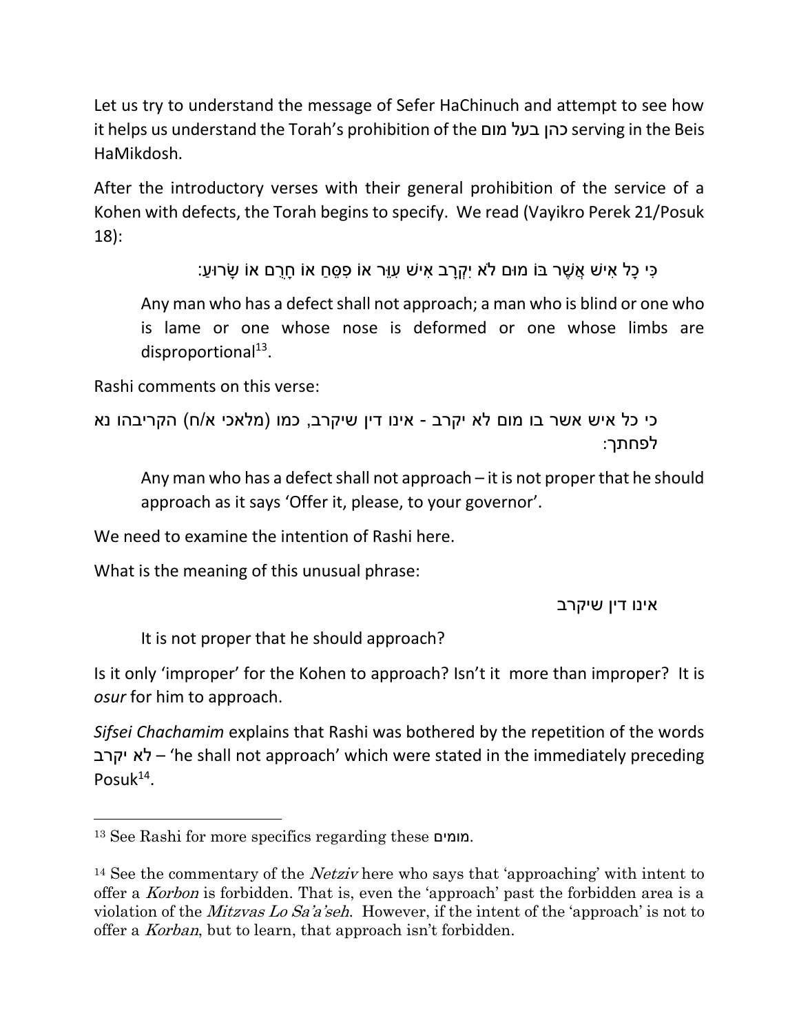Let us try to understand the message of Sefer HaChinuch and attempt to see how it helps us understand the Torah's prohibition of the כהן בעל מום serving in the Beis HaMikdosh.

After the introductory verses with their general prohibition of the service of a Kohen with defects, the Torah begins to specify. We read (Vayikro Perek 21/Posuk 18):

> כִּי כָל אִישׁ אֲשֶׁר בּוֹ מוּם לֹא יִקְרָב אִישׁ עִוֵּר אוֹ פִסֵּחַ אוֹ חָרֻם אוֹ שָׂרוּעַ:
>
> Any man who has a defect shall not approach; a man who is blind or one who is lame or one whose nose is deformed or one whose limbs are disproportional[13].

Rashi comments on this verse:

> כי כל איש אשר בו מום לא יקרב - אינו דין שיקרב, כמו (מלאכי א/ח) הקריבהו נא לפחתך:
>
> Any man who has a defect shall not approach – it is not proper that he should approach as it says 'Offer it, please, to your governor'.

We need to examine the intention of Rashi here.

What is the meaning of this unusual phrase:

> אינו דין שיקרב
>
> It is not proper that he should approach?

Is it only 'improper' for the Kohen to approach? Isn't it more than improper? It is *osur* for him to approach.

*Sifsei Chachamim* explains that Rashi was bothered by the repetition of the words לא יקרב – 'he shall not approach' which were stated in the immediately preceding Posuk[14].

---

[13] See Rashi for more specifics regarding these מומים.

[14] See the commentary of the *Netziv* here who says that 'approaching' with intent to offer a *Korbon* is forbidden. That is, even the 'approach' past the forbidden area is a violation of the *Mitzvas Lo Sa'a'seh*. However, if the intent of the 'approach' is not to offer a *Korban*, but to learn, that approach isn't forbidden.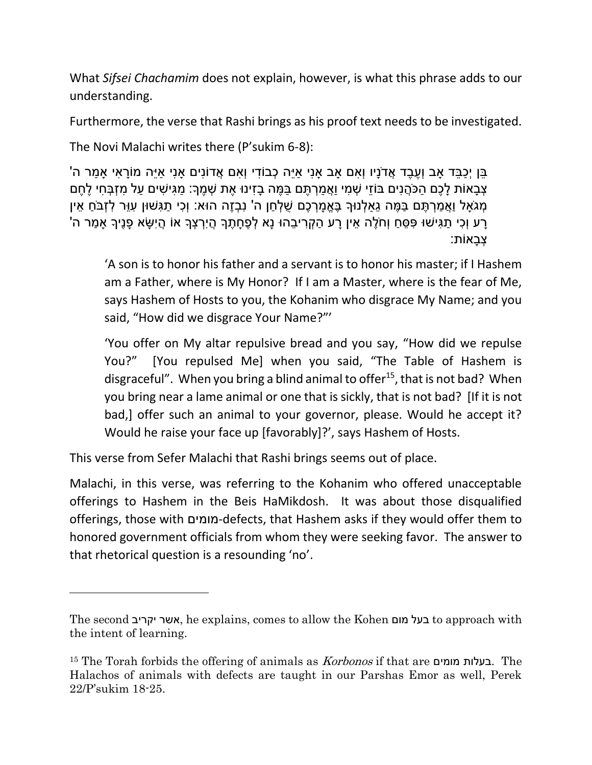What *Sifsei Chachamim* does not explain, however, is what this phrase adds to our understanding.

Furthermore, the verse that Rashi brings as his proof text needs to be investigated.

The Novi Malachi writes there (P'sukim 6-8):

בֵּן יְכַבֵּד אָב וְעֶבֶד אֲדֹנָיו וְאִם אָב אָנִי אַיֵּה כְבוֹדִי וְאִם אֲדוֹנִים אָנִי אַיֵּה מוֹרָאִי אָמַר ה' צְבָאוֹת לָכֶם הַכֹּהֲנִים בּוֹזֵי שְׁמִי וַאֲמַרְתֶּם בַּמֶּה בָזִינוּ אֶת שְׁמֶךָ: מַגִּישִׁים עַל מִזְבְּחִי לֶחֶם מְגֹאָל וַאֲמַרְתֶּם בַּמֶּה גֵאַלְנוּךָ בֶּאֱמָרְכֶם שֻׁלְחַן ה' נִבְזֶה הוּא: וְכִי תַגִּשׁוּן עִוֵּר לִזְבֹּחַ אֵין רָע וְכִי תַגִּישׁוּ פִּסֵּחַ וְחֹלֶה אֵין רָע הַקְרִיבֵהוּ נָא לְפֶחָתֶךָ הֲיִרְצְךָ אוֹ הֲיִשָּׂא פָנֶיךָ אָמַר ה' צְבָאוֹת:

> 'A son is to honor his father and a servant is to honor his master; if I Hashem am a Father, where is My Honor? If I am a Master, where is the fear of Me, says Hashem of Hosts to you, the Kohanim who disgrace My Name; and you said, "How did we disgrace Your Name?"'
>
> 'You offer on My altar repulsive bread and you say, "How did we repulse You?" [You repulsed Me] when you said, "The Table of Hashem is disgraceful". When you bring a blind animal to offer[15], that is not bad? When you bring near a lame animal or one that is sickly, that is not bad? [If it is not bad,] offer such an animal to your governor, please. Would he accept it? Would he raise your face up [favorably]?', says Hashem of Hosts.

This verse from Sefer Malachi that Rashi brings seems out of place.

Malachi, in this verse, was referring to the Kohanim who offered unacceptable offerings to Hashem in the Beis HaMikdosh. It was about those disqualified offerings, those with מומים-defects, that Hashem asks if they would offer them to honored government officials from whom they were seeking favor. The answer to that rhetorical question is a resounding 'no'.

---

The second אשר יקריב, he explains, comes to allow the Kohen בעל מום to approach with the intent of learning.

[15] The Torah forbids the offering of animals as *Korbonos* if that are בעלות מומים. The Halachos of animals with defects are taught in our Parshas Emor as well, Perek 22/P'sukim 18-25.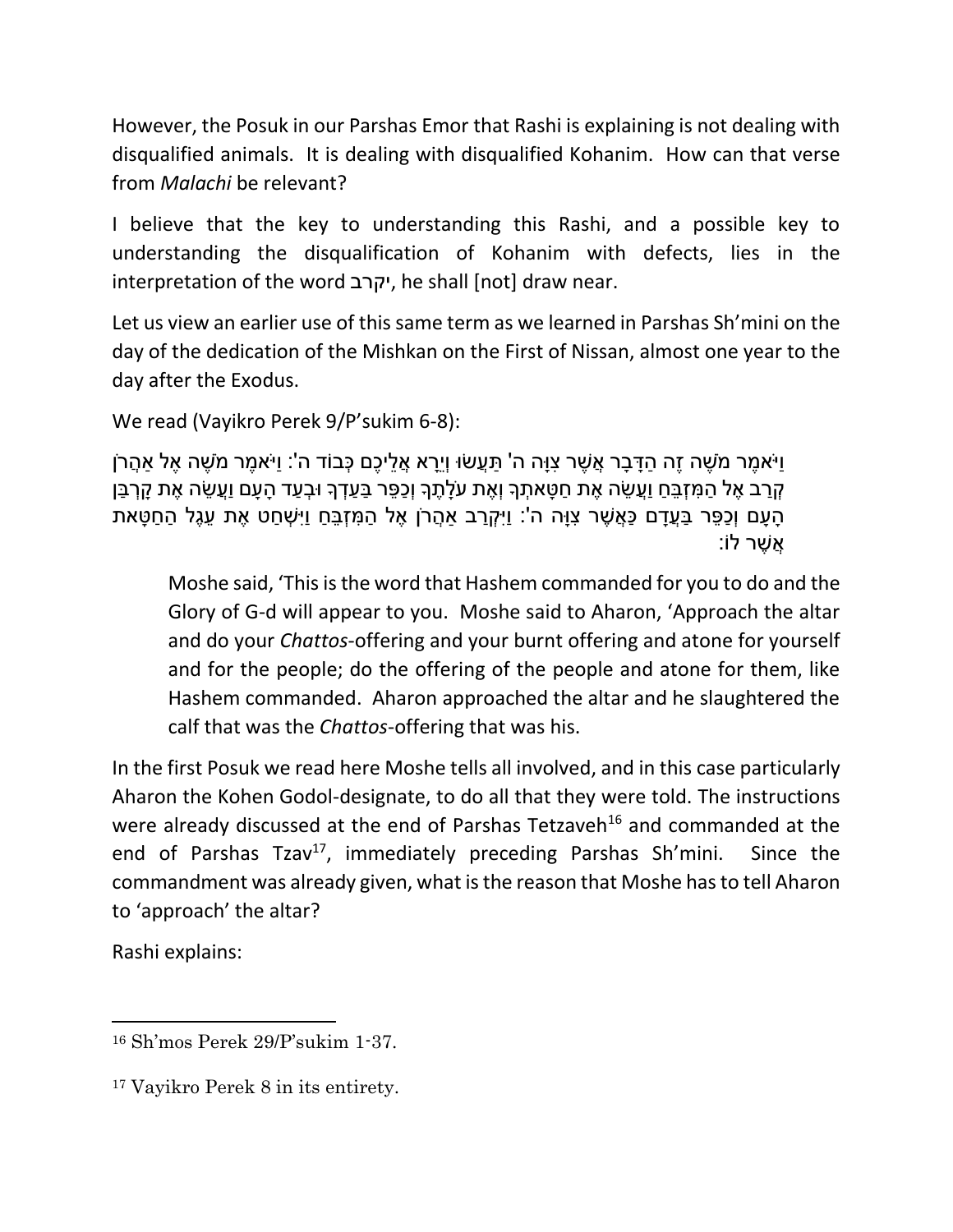However, the Posuk in our Parshas Emor that Rashi is explaining is not dealing with disqualified animals. It is dealing with disqualified Kohanim. How can that verse from *Malachi* be relevant?

I believe that the key to understanding this Rashi, and a possible key to understanding the disqualification of Kohanim with defects, lies in the interpretation of the word יקרב, he shall [not] draw near.

Let us view an earlier use of this same term as we learned in Parshas Sh'mini on the day of the dedication of the Mishkan on the First of Nissan, almost one year to the day after the Exodus.

We read (Vayikro Perek 9/P'sukim 6-8):

וַיֹּאמֶר מֹשֶׁה זֶה הַדָּבָר אֲשֶׁר צִוָּה ה' תַּעֲשׂוּ וְיֵרָא אֲלֵיכֶם כְּבוֹד ה': וַיֹּאמֶר מֹשֶׁה אֶל אַהֲרֹן קְרַב אֶל הַמִּזְבֵּחַ וַעֲשֵׂה אֶת חַטָּאתְךָ וְאֶת עֹלָתֶךָ וְכַפֵּר בַּעַדְךָ וּבְעַד הָעָם וַעֲשֵׂה אֶת קָרְבַּן הָעָם וְכַפֵּר בַּעֲדָם כַּאֲשֶׁר צִוָּה ה': וַיִּקְרַב אַהֲרֹן אֶל הַמִּזְבֵּחַ וַיִּשְׁחַט אֶת עֵגֶל הַחַטָּאת אֲשֶׁר לוֹ:

> Moshe said, 'This is the word that Hashem commanded for you to do and the Glory of G-d will appear to you. Moshe said to Aharon, 'Approach the altar and do your *Chattos*-offering and your burnt offering and atone for yourself and for the people; do the offering of the people and atone for them, like Hashem commanded. Aharon approached the altar and he slaughtered the calf that was the *Chattos*-offering that was his.

In the first Posuk we read here Moshe tells all involved, and in this case particularly Aharon the Kohen Godol-designate, to do all that they were told. The instructions were already discussed at the end of Parshas Tetzaveh[16] and commanded at the end of Parshas Tzav[17], immediately preceding Parshas Sh'mini. Since the commandment was already given, what is the reason that Moshe has to tell Aharon to 'approach' the altar?

Rashi explains:

---

[16] Sh'mos Perek 29/P'sukim 1-37.

[17] Vayikro Perek 8 in its entirety.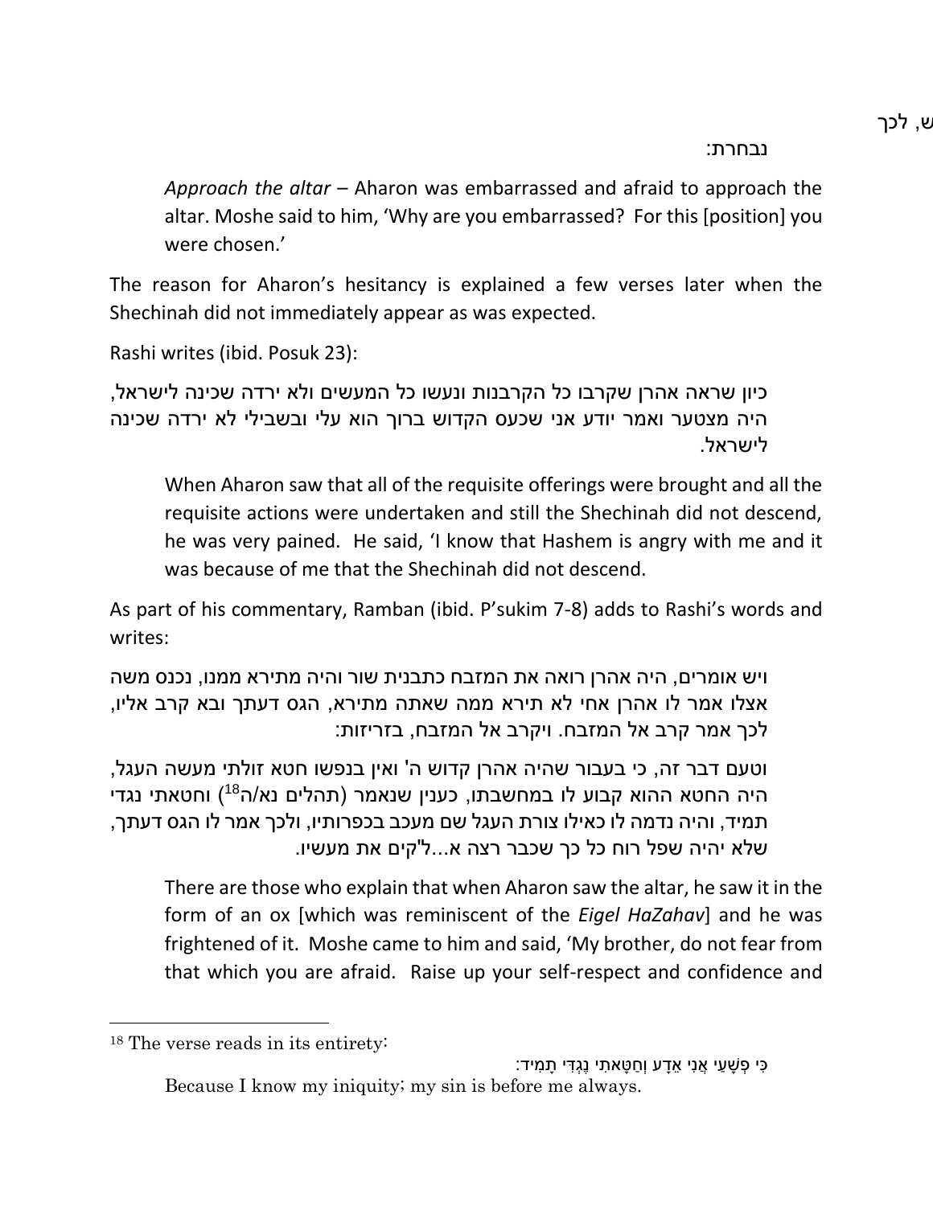ש, לכך נבחרת:

> *Approach the altar* – Aharon was embarrassed and afraid to approach the altar. Moshe said to him, 'Why are you embarrassed? For this [position] you were chosen.'

The reason for Aharon's hesitancy is explained a few verses later when the Shechinah did not immediately appear as was expected.

Rashi writes (ibid. Posuk 23):

> כיון שראה אהרן שקרבו כל הקרבנות ונעשו כל המעשים ולא ירדה שכינה לישראל, היה מצטער ואמר יודע אני שכעס הקדוש ברוך הוא עלי ובשבילי לא ירדה שכינה לישראל.

> When Aharon saw that all of the requisite offerings were brought and all the requisite actions were undertaken and still the Shechinah did not descend, he was very pained. He said, 'I know that Hashem is angry with me and it was because of me that the Shechinah did not descend.

As part of his commentary, Ramban (ibid. P'sukim 7-8) adds to Rashi's words and writes:

> ויש אומרים, היה אהרן רואה את המזבח כתבנית שור והיה מתירא ממנו, נכנס משה אצלו אמר לו אהרן אחי לא תירא ממה שאתה מתירא, הגס דעתך ובא קרב אליו, לכך אמר קרב אל המזבח. ויקרב אל המזבח, בזריזות:

> וטעם דבר זה, כי בעבור שהיה אהרן קדוש ה' ואין בנפשו חטא זולתי מעשה העגל, היה החטא ההוא קבוע לו במחשבתו, כענין שנאמר (תהלים נא/ה[18]) וחטאתי נגדי תמיד, והיה נדמה לו כאילו צורת העגל שם מעכב בכפרותיו, ולכך אמר לו הגס דעתך, שלא יהיה שפל רוח כל כך שכבר רצה א...ל'קים את מעשיו.

> There are those who explain that when Aharon saw the altar, he saw it in the form of an ox [which was reminiscent of the *Eigel HaZahav*] and he was frightened of it. Moshe came to him and said, 'My brother, do not fear from that which you are afraid. Raise up your self-respect and confidence and

---

[18] The verse reads in its entirety:

כִּי פְשָׁעַי אֲנִי אֵדָע וְחַטָּאתִי נֶגְדִּי תָמִיד:

Because I know my iniquity; my sin is before me always.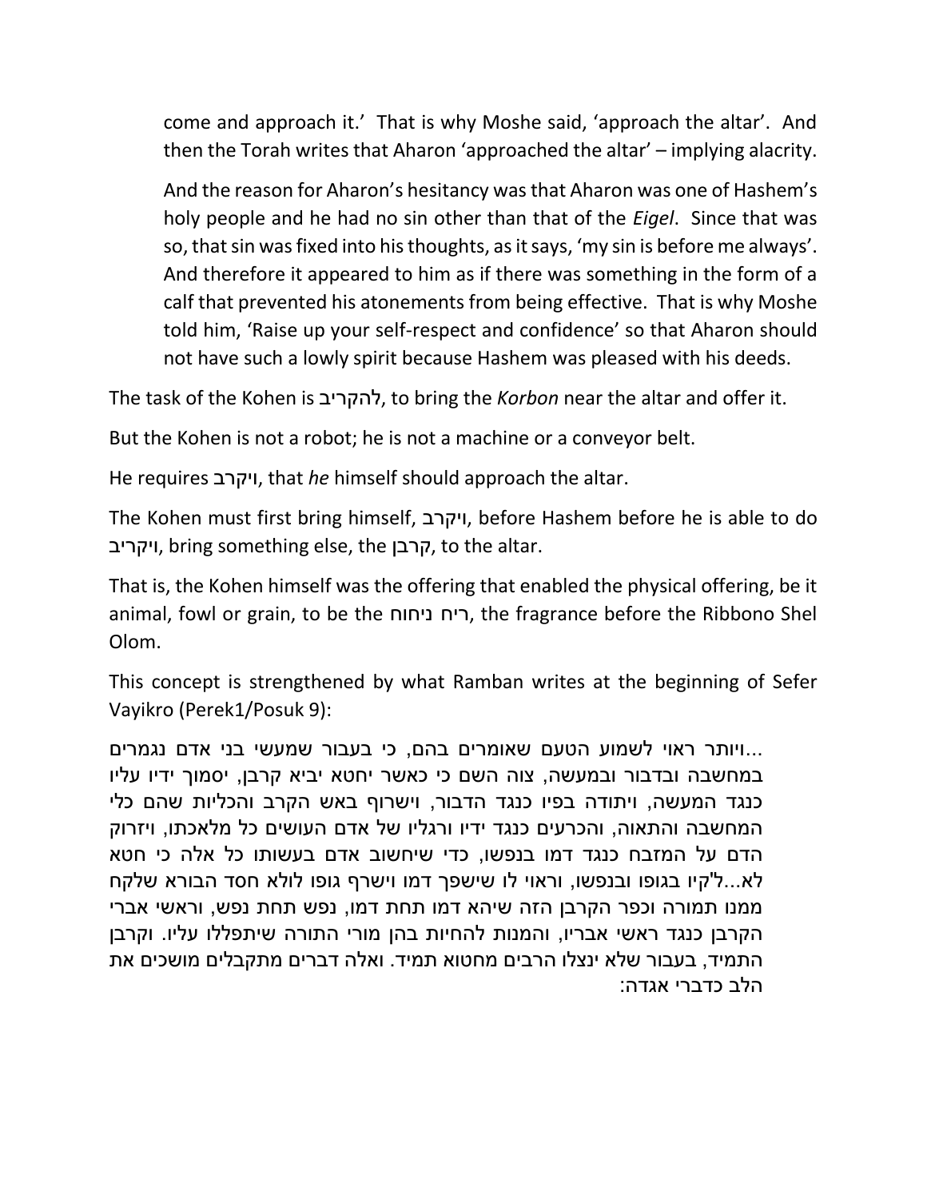come and approach it.' That is why Moshe said, 'approach the altar'. And then the Torah writes that Aharon 'approached the altar' – implying alacrity.

And the reason for Aharon's hesitancy was that Aharon was one of Hashem's holy people and he had no sin other than that of the *Eigel*. Since that was so, that sin was fixed into his thoughts, as it says, 'my sin is before me always'. And therefore it appeared to him as if there was something in the form of a calf that prevented his atonements from being effective. That is why Moshe told him, 'Raise up your self-respect and confidence' so that Aharon should not have such a lowly spirit because Hashem was pleased with his deeds.

The task of the Kohen is להקריב, to bring the *Korbon* near the altar and offer it.

But the Kohen is not a robot; he is not a machine or a conveyor belt.

He requires ויקרב, that *he* himself should approach the altar.

The Kohen must first bring himself, ויקרב, before Hashem before he is able to do ויקריב, bring something else, the קרבן, to the altar.

That is, the Kohen himself was the offering that enabled the physical offering, be it animal, fowl or grain, to be the ריח ניחוח, the fragrance before the Ribbono Shel Olom.

This concept is strengthened by what Ramban writes at the beginning of Sefer Vayikro (Perek1/Posuk 9):

...ויותר ראוי לשמוע הטעם שאומרים בהם, כי בעבור שמעשי בני אדם נגמרים במחשבה ובדבור ובמעשה, צוה השם כי כאשר יחטא יביא קרבן, יסמוך ידיו עליו כנגד המעשה, ויתודה בפיו כנגד הדבור, וישרוף באש הקרב והכליות שהם כלי המחשבה והתאוה, והכרעים כנגד ידיו ורגליו של אדם העושים כל מלאכתו, ויזרוק הדם על המזבח כנגד דמו בנפשו, כדי שיחשוב אדם בעשותו כל אלה כי חטא לא...ל"קיו בגופו ובנפשו, וראוי לו שישפך דמו וישרף גופו לולא חסד הבורא שלקח ממנו תמורה וכפר הקרבן הזה שיהא דמו תחת דמו, נפש תחת נפש, וראשי אברי הקרבן כנגד ראשי אבריו, והמנות להחיות בהן מורי התורה שיתפללו עליו. וקרבן התמיד, בעבור שלא ינצלו הרבים מחטוא תמיד. ואלה דברים מתקבלים מושכים את הלב כדברי אגדה: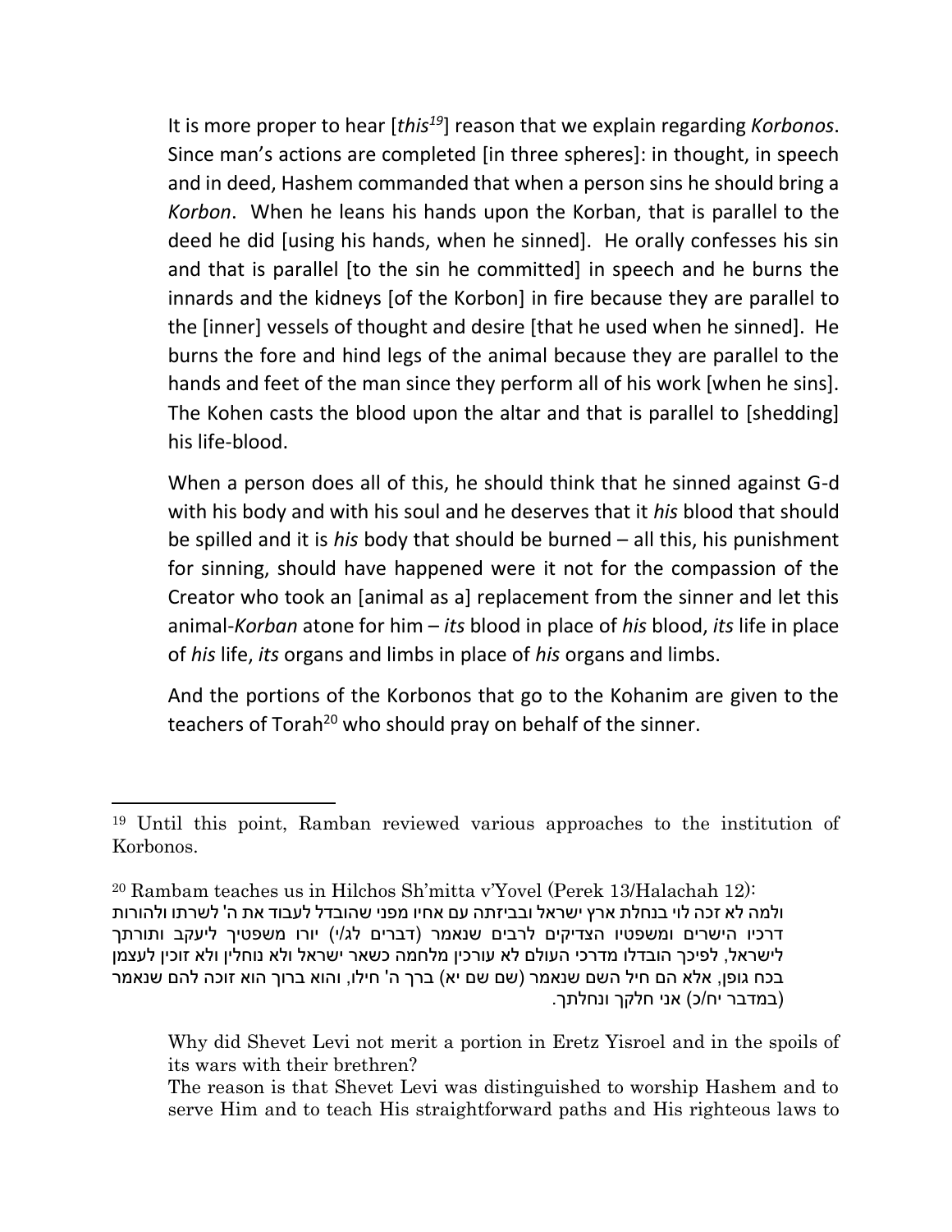It is more proper to hear [*this*[19]] reason that we explain regarding *Korbonos*. Since man's actions are completed [in three spheres]: in thought, in speech and in deed, Hashem commanded that when a person sins he should bring a *Korbon*. When he leans his hands upon the Korban, that is parallel to the deed he did [using his hands, when he sinned]. He orally confesses his sin and that is parallel [to the sin he committed] in speech and he burns the innards and the kidneys [of the Korbon] in fire because they are parallel to the [inner] vessels of thought and desire [that he used when he sinned]. He burns the fore and hind legs of the animal because they are parallel to the hands and feet of the man since they perform all of his work [when he sins]. The Kohen casts the blood upon the altar and that is parallel to [shedding] his life-blood.

When a person does all of this, he should think that he sinned against G-d with his body and with his soul and he deserves that it *his* blood that should be spilled and it is *his* body that should be burned – all this, his punishment for sinning, should have happened were it not for the compassion of the Creator who took an [animal as a] replacement from the sinner and let this animal-*Korban* atone for him – *its* blood in place of *his* blood, *its* life in place of *his* life, *its* organs and limbs in place of *his* organs and limbs.

And the portions of the Korbonos that go to the Kohanim are given to the teachers of Torah[20] who should pray on behalf of the sinner.

---

[19] Until this point, Ramban reviewed various approaches to the institution of Korbonos.

[20] Rambam teaches us in Hilchos Sh'mitta v'Yovel (Perek 13/Halachah 12):
ולמה לא זכה לוי בנחלת ארץ ישראל ובביזתה עם אחיו מפני שהובדל לעבוד את ה' לשרתו ולהורות דרכיו הישרים ומשפטיו הצדיקים לרבים שנאמר (דברים לג/י) יורו משפטיך ליעקב ותורתך לישראל, לפיכך הובדלו מדרכי העולם לא עורכין מלחמה כשאר ישראל ולא נוחלין ולא זוכין לעצמן בכח גופן, אלא הם חיל השם שנאמר (שם שם יא) ברך ה' חילו, והוא ברוך הוא זוכה להם שנאמר (במדבר יח/כ) אני חלקך ונחלתך.

Why did Shevet Levi not merit a portion in Eretz Yisroel and in the spoils of its wars with their brethren?
The reason is that Shevet Levi was distinguished to worship Hashem and to serve Him and to teach His straightforward paths and His righteous laws to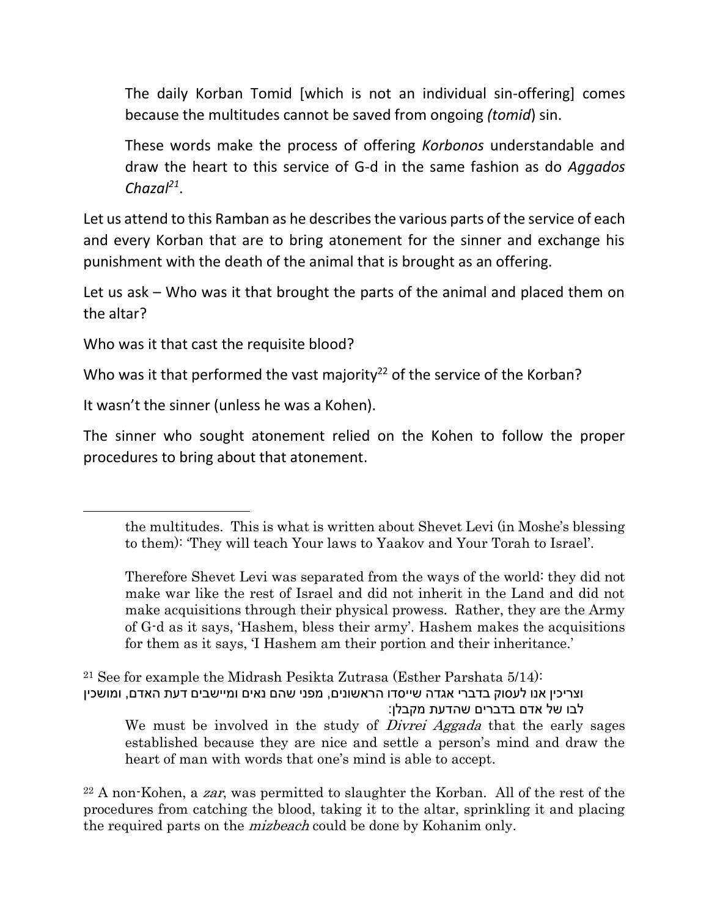> The daily Korban Tomid [which is not an individual sin-offering] comes because the multitudes cannot be saved from ongoing *(tomid*) sin.
>
> These words make the process of offering *Korbonos* understandable and draw the heart to this service of G-d in the same fashion as do *Aggados Chazal*[21].

Let us attend to this Ramban as he describes the various parts of the service of each and every Korban that are to bring atonement for the sinner and exchange his punishment with the death of the animal that is brought as an offering.

Let us ask – Who was it that brought the parts of the animal and placed them on the altar?

Who was it that cast the requisite blood?

Who was it that performed the vast majority[22] of the service of the Korban?

It wasn't the sinner (unless he was a Kohen).

The sinner who sought atonement relied on the Kohen to follow the proper procedures to bring about that atonement.

---

> the multitudes. This is what is written about Shevet Levi (in Moshe's blessing to them): 'They will teach Your laws to Yaakov and Your Torah to Israel'.
>
> Therefore Shevet Levi was separated from the ways of the world: they did not make war like the rest of Israel and did not inherit in the Land and did not make acquisitions through their physical prowess. Rather, they are the Army of G-d as it says, 'Hashem, bless their army'. Hashem makes the acquisitions for them as it says, 'I Hashem am their portion and their inheritance.'

[21] See for example the Midrash Pesikta Zutrasa (Esther Parshata 5/14):

> וצריכין אנו לעסוק בדברי אגדה שייסדו הראשונים, מפני שהם נאים ומיישבים דעת האדם, ומושכין לבו של אדם בדברים שהדעת מקבלן:
>
> We must be involved in the study of *Divrei Aggada* that the early sages established because they are nice and settle a person's mind and draw the heart of man with words that one's mind is able to accept.

[22] A non-Kohen, a *zar*, was permitted to slaughter the Korban. All of the rest of the procedures from catching the blood, taking it to the altar, sprinkling it and placing the required parts on the *mizbeach* could be done by Kohanim only.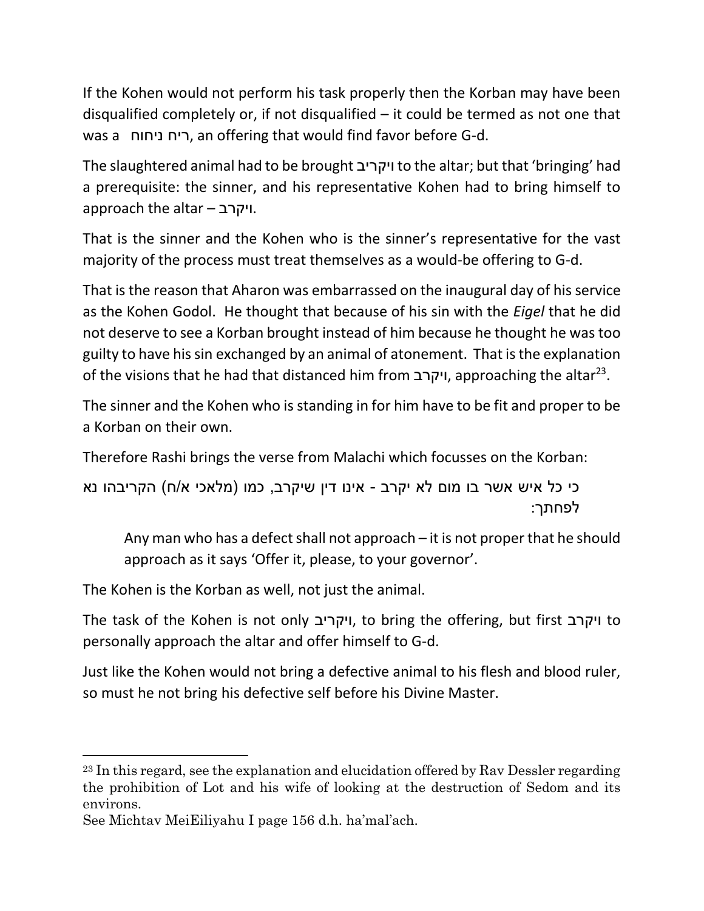If the Kohen would not perform his task properly then the Korban may have been disqualified completely or, if not disqualified – it could be termed as not one that was a ריח ניחוח, an offering that would find favor before G-d.

The slaughtered animal had to be brought ויקריב to the altar; but that 'bringing' had a prerequisite: the sinner, and his representative Kohen had to bring himself to approach the altar – ויקרב.

That is the sinner and the Kohen who is the sinner's representative for the vast majority of the process must treat themselves as a would-be offering to G-d.

That is the reason that Aharon was embarrassed on the inaugural day of his service as the Kohen Godol. He thought that because of his sin with the *Eigel* that he did not deserve to see a Korban brought instead of him because he thought he was too guilty to have his sin exchanged by an animal of atonement. That is the explanation of the visions that he had that distanced him from ויקרב, approaching the altar[23].

The sinner and the Kohen who is standing in for him have to be fit and proper to be a Korban on their own.

Therefore Rashi brings the verse from Malachi which focusses on the Korban:

> כי כל איש אשר בו מום לא יקרב - אינו דין שיקרב, כמו (מלאכי א/ח) הקריבהו נא לפחתך:
>
> Any man who has a defect shall not approach – it is not proper that he should approach as it says 'Offer it, please, to your governor'.

The Kohen is the Korban as well, not just the animal.

The task of the Kohen is not only ויקריב, to bring the offering, but first ויקרב to personally approach the altar and offer himself to G-d.

Just like the Kohen would not bring a defective animal to his flesh and blood ruler, so must he not bring his defective self before his Divine Master.

---

[23] In this regard, see the explanation and elucidation offered by Rav Dessler regarding the prohibition of Lot and his wife of looking at the destruction of Sedom and its environs.
See Michtav MeiEiliyahu I page 156 d.h. ha'mal'ach.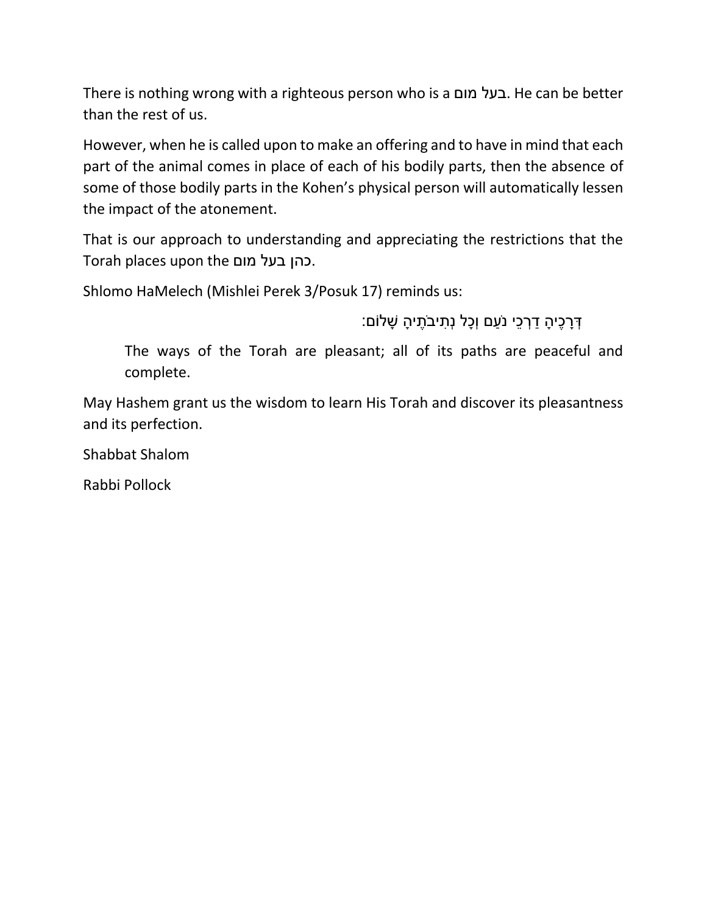There is nothing wrong with a righteous person who is a בעל מום. He can be better than the rest of us.

However, when he is called upon to make an offering and to have in mind that each part of the animal comes in place of each of his bodily parts, then the absence of some of those bodily parts in the Kohen's physical person will automatically lessen the impact of the atonement.

That is our approach to understanding and appreciating the restrictions that the Torah places upon the כהן בעל מום.

Shlomo HaMelech (Mishlei Perek 3/Posuk 17) reminds us:

דְּרָכֶיהָ דַרְכֵי נֹעַם וְכָל נְתִיבֹתֶיהָ שָׁלוֹם:

> The ways of the Torah are pleasant; all of its paths are peaceful and complete.

May Hashem grant us the wisdom to learn His Torah and discover its pleasantness and its perfection.

Shabbat Shalom

Rabbi Pollock